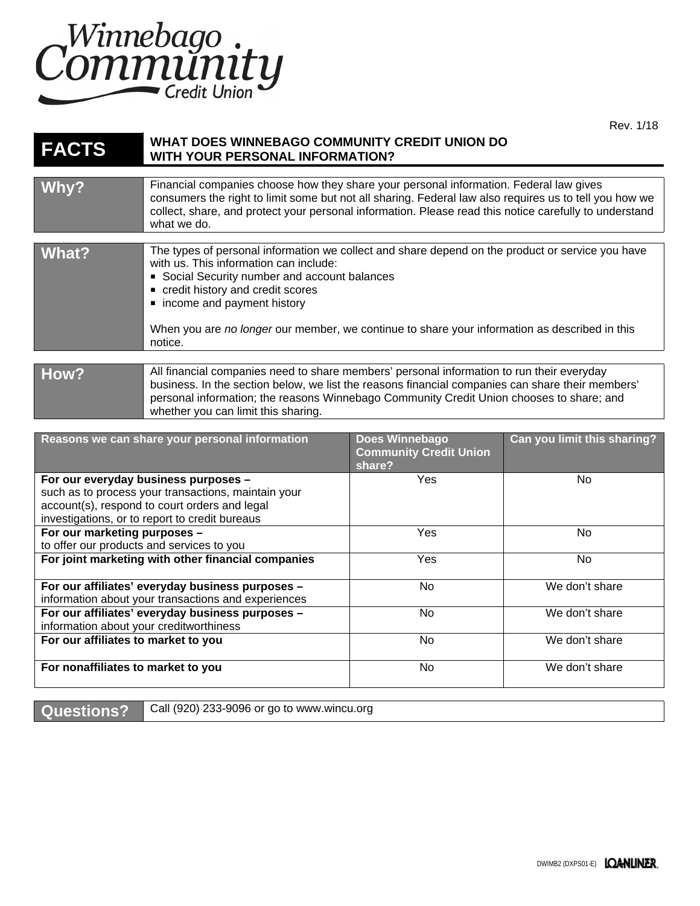Winnebago Community Credit Union

Rev. 1/18

# FACTS — WHAT DOES WINNEBAGO COMMUNITY CREDIT UNION DO WITH YOUR PERSONAL INFORMATION?

| | |
|---|---|
| **Why?** | Financial companies choose how they share your personal information. Federal law gives consumers the right to limit some but not all sharing. Federal law also requires us to tell you how we collect, share, and protect your personal information. Please read this notice carefully to understand what we do. |
| **What?** | The types of personal information we collect and share depend on the product or service you have with us. This information can include:<br>▪ Social Security number and account balances<br>▪ credit history and credit scores<br>▪ income and payment history<br><br>When you are *no longer* our member, we continue to share your information as described in this notice. |
| **How?** | All financial companies need to share members' personal information to run their everyday business. In the section below, we list the reasons financial companies can share their members' personal information; the reasons Winnebago Community Credit Union chooses to share; and whether you can limit this sharing. |

| Reasons we can share your personal information | Does Winnebago Community Credit Union share? | Can you limit this sharing? |
|---|---|---|
| **For our everyday business purposes –** such as to process your transactions, maintain your account(s), respond to court orders and legal investigations, or to report to credit bureaus | Yes | No |
| **For our marketing purposes –** to offer our products and services to you | Yes | No |
| **For joint marketing with other financial companies** | Yes | No |
| **For our affiliates' everyday business purposes –** information about your transactions and experiences | No | We don't share |
| **For our affiliates' everyday business purposes –** information about your creditworthiness | No | We don't share |
| **For our affiliates to market to you** | No | We don't share |
| **For nonaffiliates to market to you** | No | We don't share |

| | |
|---|---|
| **Questions?** | Call (920) 233-9096 or go to www.wincu.org |

DWIMB2 (DXPS01-E)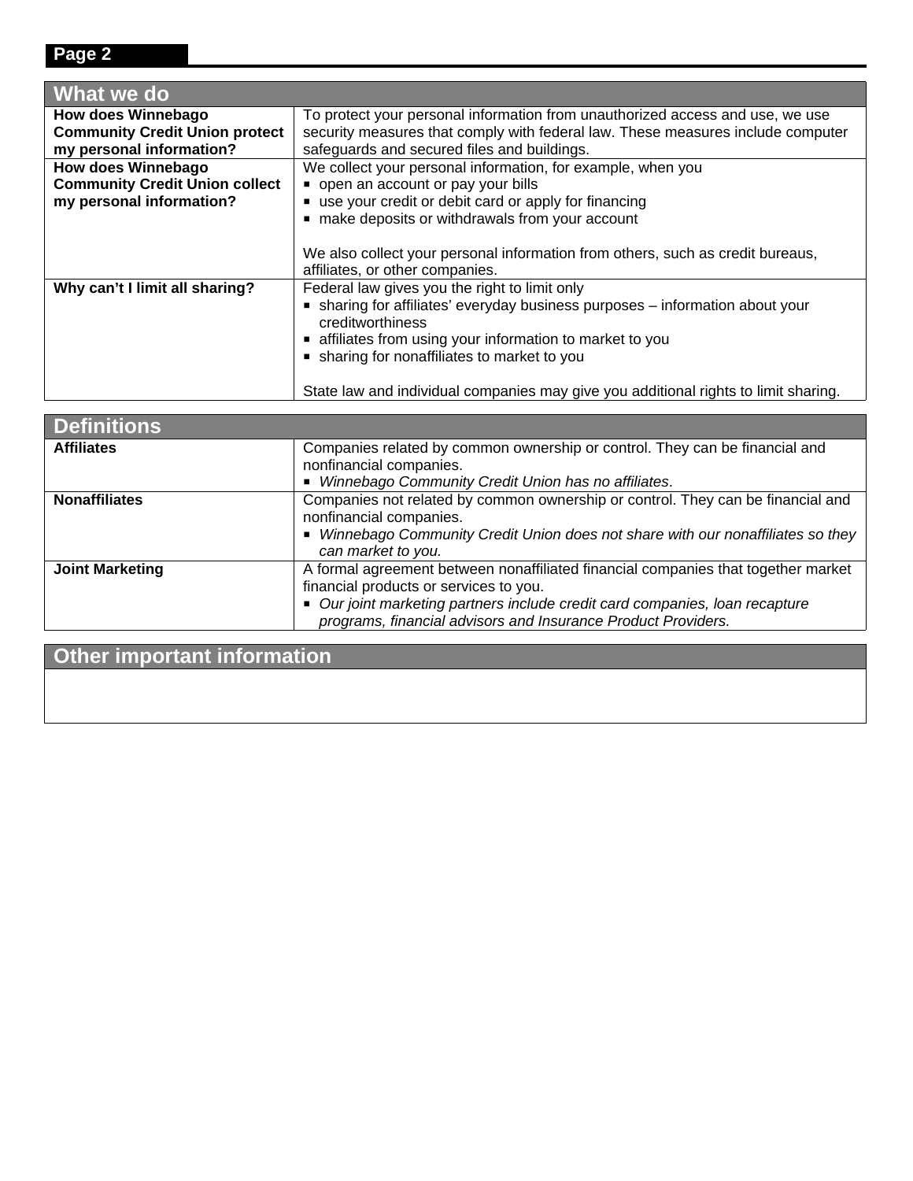## What we do

| | |
|---|---|
| **How does Winnebago Community Credit Union protect my personal information?** | To protect your personal information from unauthorized access and use, we use security measures that comply with federal law. These measures include computer safeguards and secured files and buildings. |
| **How does Winnebago Community Credit Union collect my personal information?** | We collect your personal information, for example, when you<br>▪ open an account or pay your bills<br>▪ use your credit or debit card or apply for financing<br>▪ make deposits or withdrawals from your account<br><br>We also collect your personal information from others, such as credit bureaus, affiliates, or other companies. |
| **Why can't I limit all sharing?** | Federal law gives you the right to limit only<br>▪ sharing for affiliates' everyday business purposes – information about your creditworthiness<br>▪ affiliates from using your information to market to you<br>▪ sharing for nonaffiliates to market to you<br><br>State law and individual companies may give you additional rights to limit sharing. |

## Definitions

| | |
|---|---|
| **Affiliates** | Companies related by common ownership or control. They can be financial and nonfinancial companies.<br>▪ *Winnebago Community Credit Union has no affiliates*. |
| **Nonaffiliates** | Companies not related by common ownership or control. They can be financial and nonfinancial companies.<br>▪ *Winnebago Community Credit Union does not share with our nonaffiliates so they can market to you.* |
| **Joint Marketing** | A formal agreement between nonaffiliated financial companies that together market financial products or services to you.<br>▪ *Our joint marketing partners include credit card companies, loan recapture programs, financial advisors and Insurance Product Providers.* |

## Other important information